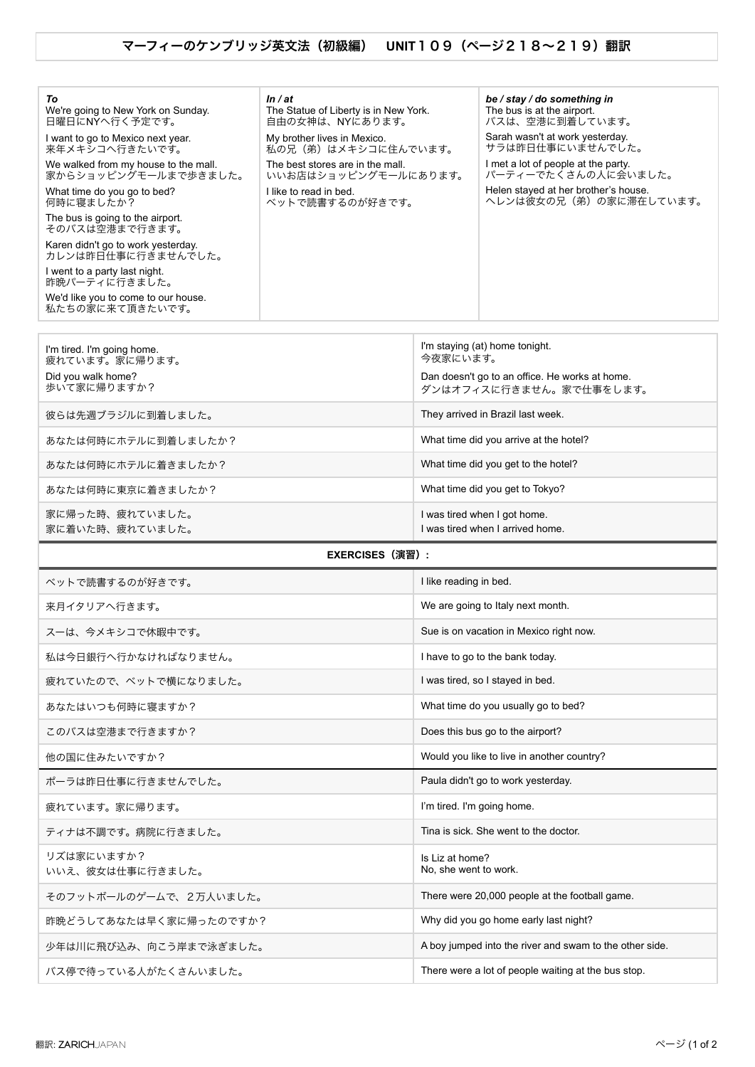# マーフィーのケンブリッジ英文法（初級編）　UNIT１０９（ページ２１８〜２１９）翻訳

| ***To*** | ***In / at*** | ***be / stay / do something in*** |
|---|---|---|
| We're going to New York on Sunday.<br>日曜日にNYへ行く予定です。 | The Statue of Liberty is in New York.<br>自由の女神は、NYにあります。 | The bus is at the airport.<br>バスは、空港に到着しています。 |
| I want to go to Mexico next year.<br>来年メキシコへ行きたいです。 | My brother lives in Mexico.<br>私の兄（弟）はメキシコに住んでいます。 | Sarah wasn't at work yesterday.<br>サラは昨日仕事にいませんでした。 |
| We walked from my house to the mall.<br>家からショッピングモールまで歩きました。 | The best stores are in the mall.<br>いいお店はショッピングモールにあります。 | I met a lot of people at the party.<br>パーティーでたくさんの人に会いました。 |
| What time do you go to bed?<br>何時に寝ましたか？ | I like to read in bed.<br>ベットで読書するのが好きです。 | Helen stayed at her brother's house.<br>ヘレンは彼女の兄（弟）の家に滞在しています。 |
| The bus is going to the airport.<br>そのバスは空港まで行きます。 | | |
| Karen didn't go to work yesterday.<br>カレンは昨日仕事に行きませんでした。 | | |
| I went to a party last night.<br>昨晩パーティに行きました。 | | |
| We'd like you to come to our house.<br>私たちの家に来て頂きたいです。 | | |

| | |
|---|---|
| I'm tired. I'm going home.<br>疲れています。家に帰ります。<br>Did you walk home?<br>歩いて家に帰りますか？ | I'm staying (at) home tonight.<br>今夜家にいます。<br>Dan doesn't go to an office. He works at home.<br>ダンはオフィスに行きません。家で仕事をします。 |
| 彼らは先週ブラジルに到着しました。 | They arrived in Brazil last week. |
| あなたは何時にホテルに到着しましたか？ | What time did you arrive at the hotel? |
| あなたは何時にホテルに着きましたか？ | What time did you get to the hotel? |
| あなたは何時に東京に着きましたか？ | What time did you get to Tokyo? |
| 家に帰った時、疲れていました。<br>家に着いた時、疲れていました。 | I was tired when I got home.<br>I was tired when I arrived home. |

**EXERCISES（演習）:**

| | |
|---|---|
| ベットで読書するのが好きです。 | I like reading in bed. |
| 来月イタリアへ行きます。 | We are going to Italy next month. |
| スーは、今メキシコで休暇中です。 | Sue is on vacation in Mexico right now. |
| 私は今日銀行へ行かなければなりません。 | I have to go to the bank today. |
| 疲れていたので、ベットで横になりました。 | I was tired, so I stayed in bed. |
| あなたはいつも何時に寝ますか？ | What time do you usually go to bed? |
| このバスは空港まで行きますか？ | Does this bus go to the airport? |
| 他の国に住みたいですか？ | Would you like to live in another country? |
| ポーラは昨日仕事に行きませんでした。 | Paula didn't go to work yesterday. |
| 疲れています。家に帰ります。 | I'm tired. I'm going home. |
| ティナは不調です。病院に行きました。 | Tina is sick. She went to the doctor. |
| リズは家にいますか？<br>いいえ、彼女は仕事に行きました。 | Is Liz at home?<br>No, she went to work. |
| そのフットボールのゲームで、２万人いました。 | There were 20,000 people at the football game. |
| 昨晩どうしてあなたは早く家に帰ったのですか？ | Why did you go home early last night? |
| 少年は川に飛び込み、向こう岸まで泳ぎました。 | A boy jumped into the river and swam to the other side. |
| バス停で待っている人がたくさんいました。 | There were a lot of people waiting at the bus stop. |

翻訳: ZARICHJAPAN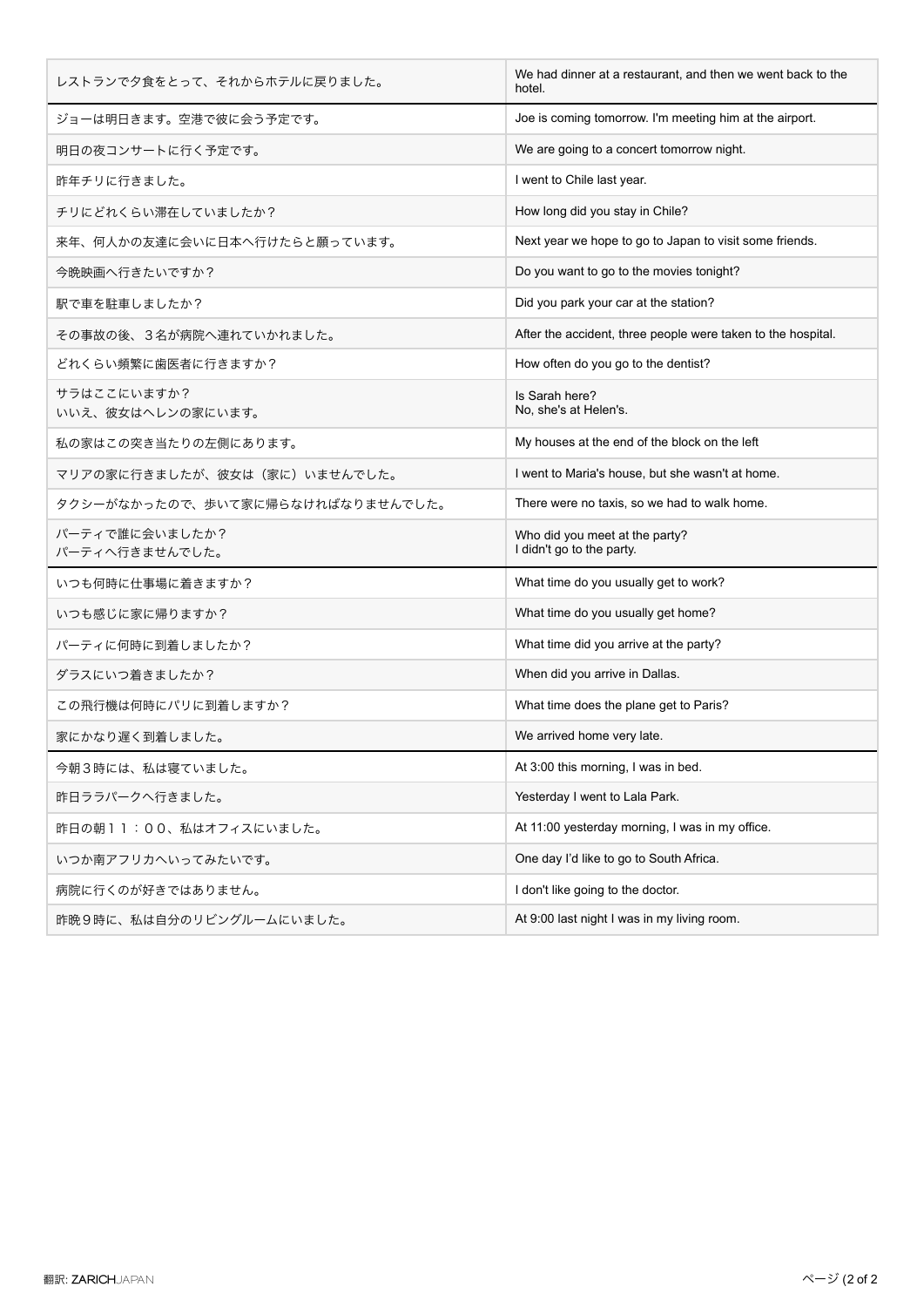| | |
|---|---|
| レストランで夕食をとって、それからホテルに戻りました。 | We had dinner at a restaurant, and then we went back to the hotel. |
| ジョーは明日きます。空港で彼に会う予定です。 | Joe is coming tomorrow. I'm meeting him at the airport. |
| 明日の夜コンサートに行く予定です。 | We are going to a concert tomorrow night. |
| 昨年チリに行きました。 | I went to Chile last year. |
| チリにどれくらい滞在していましたか？ | How long did you stay in Chile? |
| 来年、何人かの友達に会いに日本へ行けたらと願っています。 | Next year we hope to go to Japan to visit some friends. |
| 今晩映画へ行きたいですか？ | Do you want to go to the movies tonight? |
| 駅で車を駐車しましたか？ | Did you park your car at the station? |
| その事故の後、３名が病院へ連れていかれました。 | After the accident, three people were taken to the hospital. |
| どれくらい頻繁に歯医者に行きますか？ | How often do you go to the dentist? |
| サラはここにいますか？<br>いいえ、彼女はヘレンの家にいます。 | Is Sarah here?<br>No, she's at Helen's. |
| 私の家はこの突き当たりの左側にあります。 | My houses at the end of the block on the left |
| マリアの家に行きましたが、彼女は（家に）いませんでした。 | I went to Maria's house, but she wasn't at home. |
| タクシーがなかったので、歩いて家に帰らなければなりませんでした。 | There were no taxis, so we had to walk home. |
| パーティで誰に会いましたか？<br>パーティへ行きませんでした。 | Who did you meet at the party?<br>I didn't go to the party. |
| いつも何時に仕事場に着きますか？ | What time do you usually get to work? |
| いつも感じに家に帰りますか？ | What time do you usually get home? |
| パーティに何時に到着しましたか？ | What time did you arrive at the party? |
| ダラスにいつ着きましたか？ | When did you arrive in Dallas. |
| この飛行機は何時にパリに到着しますか？ | What time does the plane get to Paris? |
| 家にかなり遅く到着しました。 | We arrived home very late. |
| 今朝３時には、私は寝ていました。 | At 3:00 this morning, I was in bed. |
| 昨日ララパークへ行きました。 | Yesterday I went to Lala Park. |
| 昨日の朝１１：００、私はオフィスにいました。 | At 11:00 yesterday morning, I was in my office. |
| いつか南アフリカへいってみたいです。 | One day I'd like to go to South Africa. |
| 病院に行くのが好きではありません。 | I don't like going to the doctor. |
| 昨晩９時に、私は自分のリビングルームにいました。 | At 9:00 last night I was in my living room. |

翻訳: ZARICHJAPAN